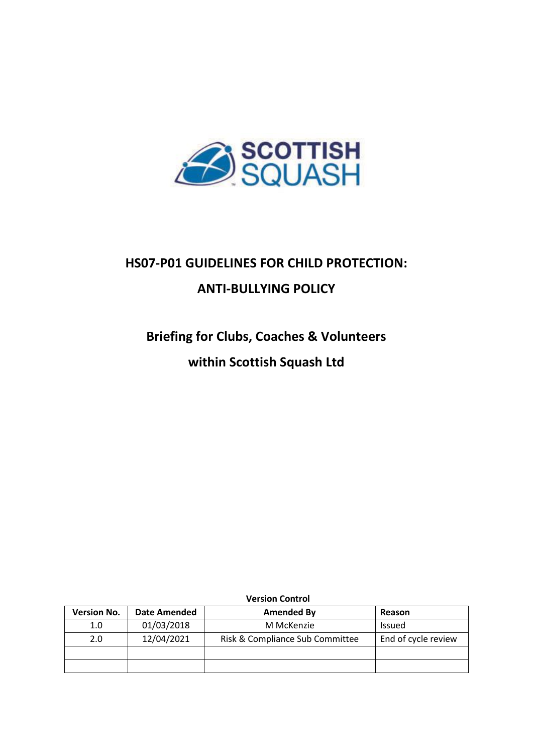SCOTTISH SQUASH

# HS07-P01 GUIDELINES FOR CHILD PROTECTION:

# ANTI-BULLYING POLICY

## Briefing for Clubs, Coaches & Volunteers

## within Scottish Squash Ltd

**Version Control**

| Version No. | Date Amended | Amended By | Reason |
|---|---|---|---|
| 1.0 | 01/03/2018 | M McKenzie | Issued |
| 2.0 | 12/04/2021 | Risk & Compliance Sub Committee | End of cycle review |
| | | | |
| | | | |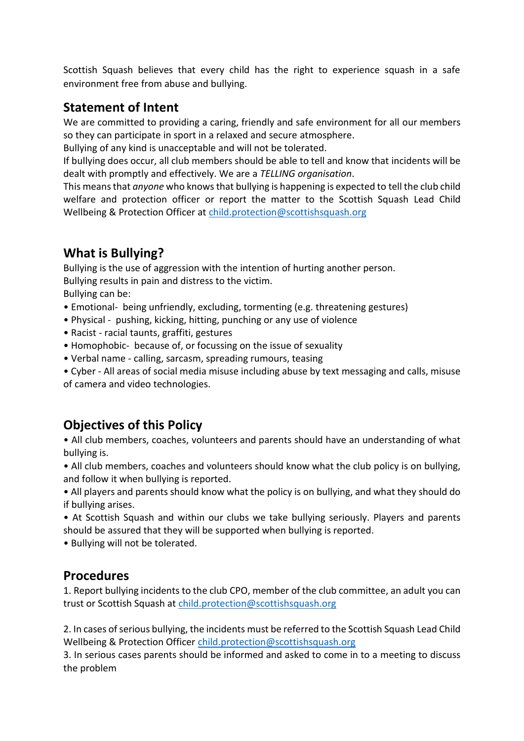Scottish Squash believes that every child has the right to experience squash in a safe environment free from abuse and bullying.

## Statement of Intent

We are committed to providing a caring, friendly and safe environment for all our members so they can participate in sport in a relaxed and secure atmosphere.

Bullying of any kind is unacceptable and will not be tolerated.

If bullying does occur, all club members should be able to tell and know that incidents will be dealt with promptly and effectively. We are a *TELLING organisation*.

This means that *anyone* who knows that bullying is happening is expected to tell the club child welfare and protection officer or report the matter to the Scottish Squash Lead Child Wellbeing & Protection Officer at child.protection@scottishsquash.org

## What is Bullying?

Bullying is the use of aggression with the intention of hurting another person.

Bullying results in pain and distress to the victim.

Bullying can be:

- Emotional- being unfriendly, excluding, tormenting (e.g. threatening gestures)
- Physical - pushing, kicking, hitting, punching or any use of violence
- Racist - racial taunts, graffiti, gestures
- Homophobic- because of, or focussing on the issue of sexuality
- Verbal name - calling, sarcasm, spreading rumours, teasing
- Cyber - All areas of social media misuse including abuse by text messaging and calls, misuse of camera and video technologies.

## Objectives of this Policy

- All club members, coaches, volunteers and parents should have an understanding of what bullying is.
- All club members, coaches and volunteers should know what the club policy is on bullying, and follow it when bullying is reported.
- All players and parents should know what the policy is on bullying, and what they should do if bullying arises.
- At Scottish Squash and within our clubs we take bullying seriously. Players and parents should be assured that they will be supported when bullying is reported.
- Bullying will not be tolerated.

## Procedures

1. Report bullying incidents to the club CPO, member of the club committee, an adult you can trust or Scottish Squash at child.protection@scottishsquash.org

2. In cases of serious bullying, the incidents must be referred to the Scottish Squash Lead Child Wellbeing & Protection Officer child.protection@scottishsquash.org

3. In serious cases parents should be informed and asked to come in to a meeting to discuss the problem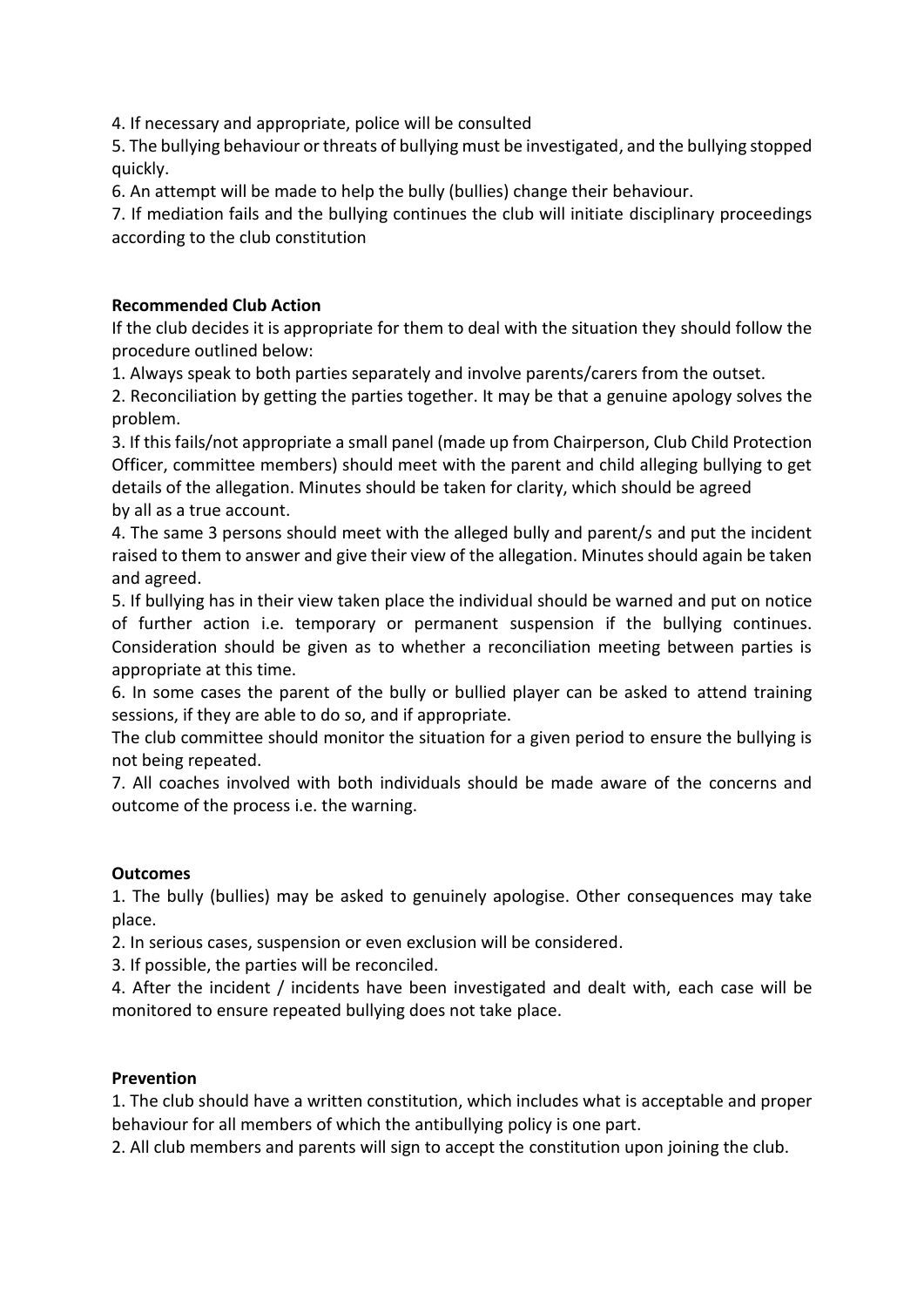4. If necessary and appropriate, police will be consulted

5. The bullying behaviour or threats of bullying must be investigated, and the bullying stopped quickly.

6. An attempt will be made to help the bully (bullies) change their behaviour.

7. If mediation fails and the bullying continues the club will initiate disciplinary proceedings according to the club constitution

**Recommended Club Action**

If the club decides it is appropriate for them to deal with the situation they should follow the procedure outlined below:

1. Always speak to both parties separately and involve parents/carers from the outset.
2. Reconciliation by getting the parties together. It may be that a genuine apology solves the problem.
3. If this fails/not appropriate a small panel (made up from Chairperson, Club Child Protection Officer, committee members) should meet with the parent and child alleging bullying to get details of the allegation. Minutes should be taken for clarity, which should be agreed by all as a true account.
4. The same 3 persons should meet with the alleged bully and parent/s and put the incident raised to them to answer and give their view of the allegation. Minutes should again be taken and agreed.
5. If bullying has in their view taken place the individual should be warned and put on notice of further action i.e. temporary or permanent suspension if the bullying continues. Consideration should be given as to whether a reconciliation meeting between parties is appropriate at this time.
6. In some cases the parent of the bully or bullied player can be asked to attend training sessions, if they are able to do so, and if appropriate.
   The club committee should monitor the situation for a given period to ensure the bullying is not being repeated.
7. All coaches involved with both individuals should be made aware of the concerns and outcome of the process i.e. the warning.

**Outcomes**

1. The bully (bullies) may be asked to genuinely apologise. Other consequences may take place.
2. In serious cases, suspension or even exclusion will be considered.
3. If possible, the parties will be reconciled.
4. After the incident / incidents have been investigated and dealt with, each case will be monitored to ensure repeated bullying does not take place.

**Prevention**

1. The club should have a written constitution, which includes what is acceptable and proper behaviour for all members of which the antibullying policy is one part.
2. All club members and parents will sign to accept the constitution upon joining the club.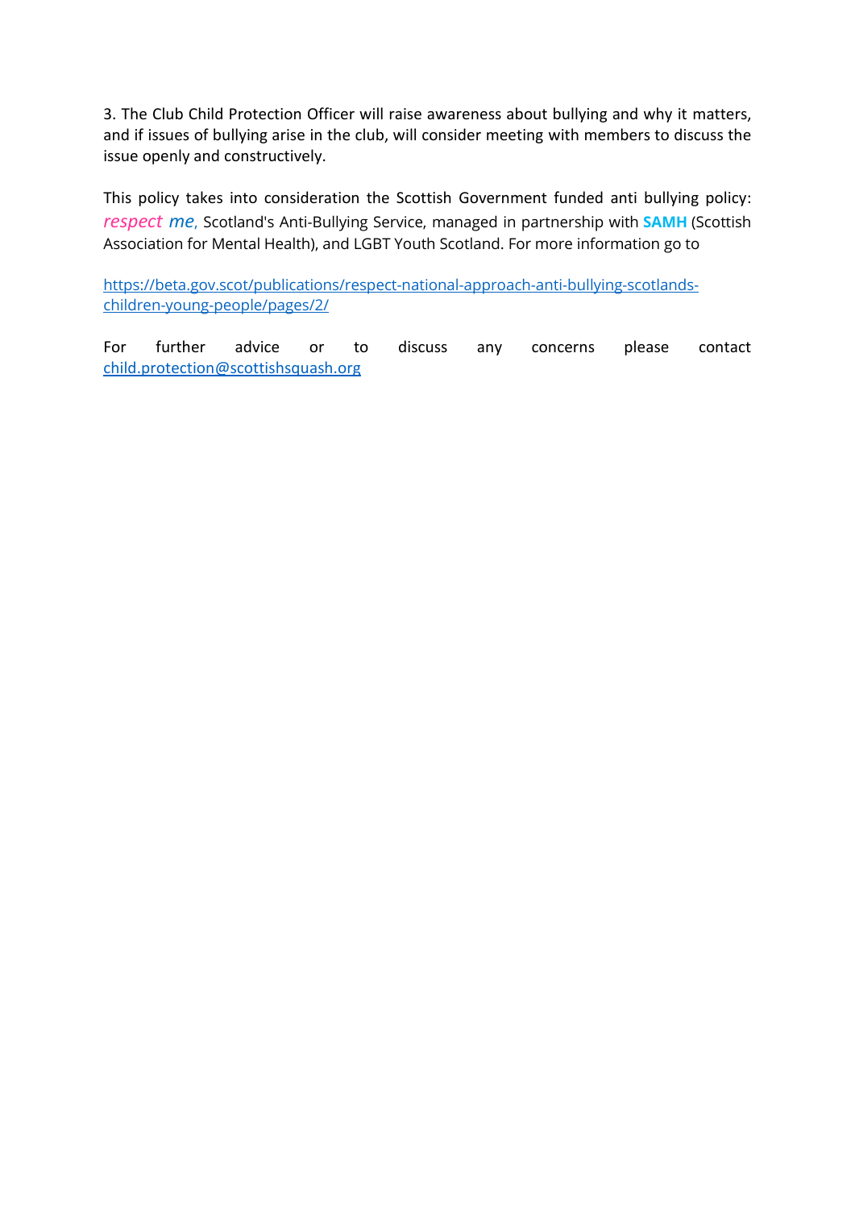3. The Club Child Protection Officer will raise awareness about bullying and why it matters, and if issues of bullying arise in the club, will consider meeting with members to discuss the issue openly and constructively.

This policy takes into consideration the Scottish Government funded anti bullying policy: *respect me*, Scotland's Anti-Bullying Service, managed in partnership with **SAMH** (Scottish Association for Mental Health), and LGBT Youth Scotland. For more information go to

https://beta.gov.scot/publications/respect-national-approach-anti-bullying-scotlands-children-young-people/pages/2/

For further advice or to discuss any concerns please contact child.protection@scottishsquash.org